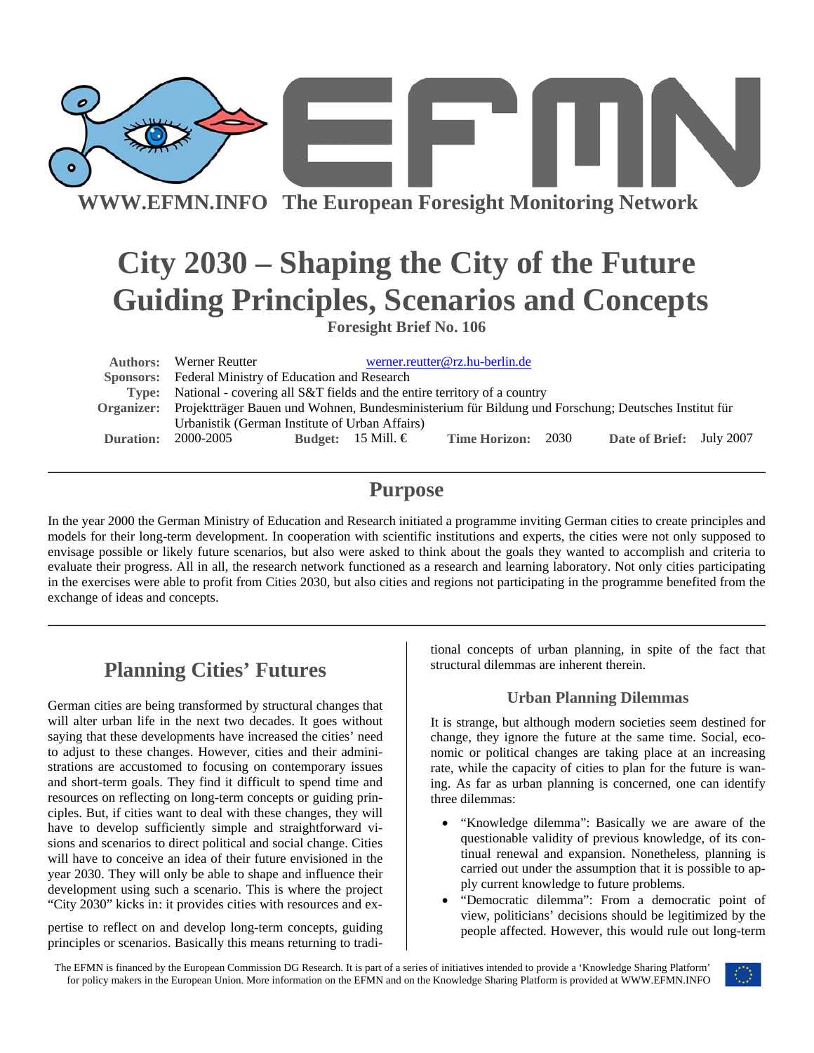WWW.EFMN.INFO The European Foresight Monitoring Network

# City 2030 – Shaping the City of the Future Guiding Principles, Scenarios and Concepts

**Foresight Brief No. 106**

| | | | | | | | |
|---|---|---|---|---|---|---|---|
| **Authors:** | Werner Reutter | | werner.reutter@rz.hu-berlin.de | | | | |
| **Sponsors:** | Federal Ministry of Education and Research | | | | | | |
| **Type:** | National - covering all S&T fields and the entire territory of a country | | | | | | |
| **Organizer:** | Projektträger Bauen und Wohnen, Bundesministerium für Bildung und Forschung; Deutsches Institut für Urbanistik (German Institute of Urban Affairs) | | | | | | |
| **Duration:** | 2000-2005 | **Budget:** | 15 Mill. € | **Time Horizon:** | 2030 | **Date of Brief:** | July 2007 |

## Purpose

In the year 2000 the German Ministry of Education and Research initiated a programme inviting German cities to create principles and models for their long-term development. In cooperation with scientific institutions and experts, the cities were not only supposed to envisage possible or likely future scenarios, but also were asked to think about the goals they wanted to accomplish and criteria to evaluate their progress. All in all, the research network functioned as a research and learning laboratory. Not only cities participating in the exercises were able to profit from Cities 2030, but also cities and regions not participating in the programme benefited from the exchange of ideas and concepts.

## Planning Cities' Futures

German cities are being transformed by structural changes that will alter urban life in the next two decades. It goes without saying that these developments have increased the cities' need to adjust to these changes. However, cities and their administrations are accustomed to focusing on contemporary issues and short-term goals. They find it difficult to spend time and resources on reflecting on long-term concepts or guiding principles. But, if cities want to deal with these changes, they will have to develop sufficiently simple and straightforward visions and scenarios to direct political and social change. Cities will have to conceive an idea of their future envisioned in the year 2030. They will only be able to shape and influence their development using such a scenario. This is where the project "City 2030" kicks in: it provides cities with resources and expertise to reflect on and develop long-term concepts, guiding principles or scenarios. Basically this means returning to traditional concepts of urban planning, in spite of the fact that structural dilemmas are inherent therein.

### Urban Planning Dilemmas

It is strange, but although modern societies seem destined for change, they ignore the future at the same time. Social, economic or political changes are taking place at an increasing rate, while the capacity of cities to plan for the future is waning. As far as urban planning is concerned, one can identify three dilemmas:

- "Knowledge dilemma": Basically we are aware of the questionable validity of previous knowledge, of its continual renewal and expansion. Nonetheless, planning is carried out under the assumption that it is possible to apply current knowledge to future problems.
- "Democratic dilemma": From a democratic point of view, politicians' decisions should be legitimized by the people affected. However, this would rule out long-term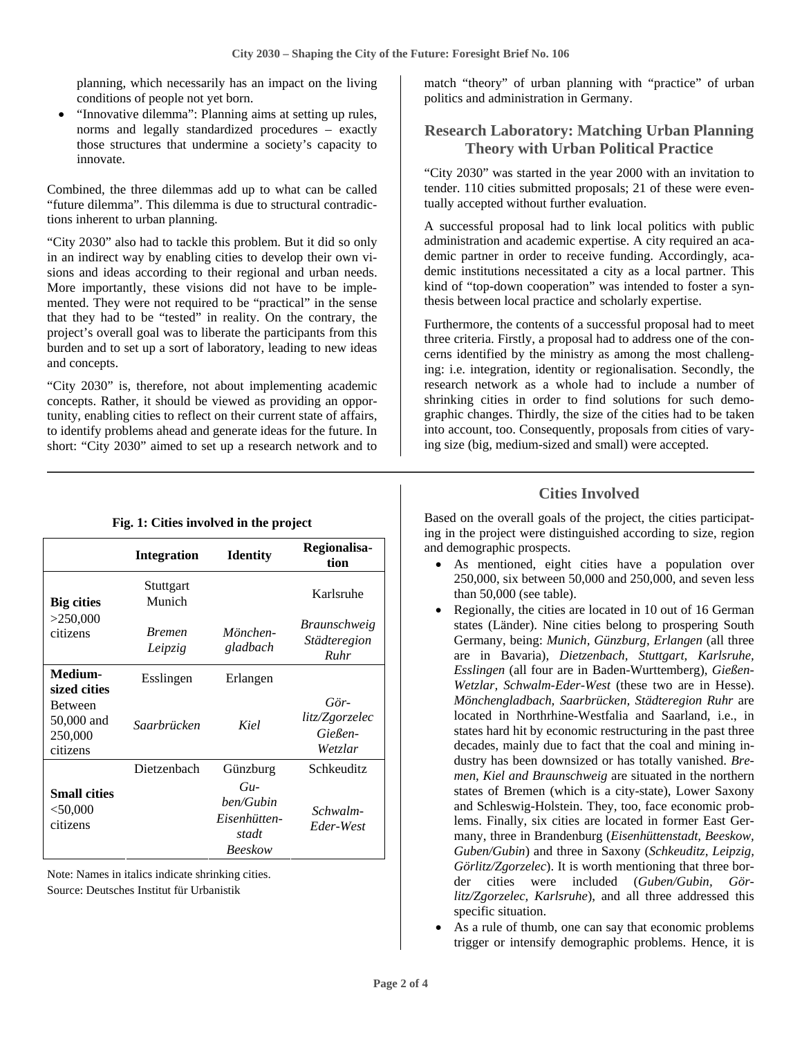planning, which necessarily has an impact on the living conditions of people not yet born.

- "Innovative dilemma": Planning aims at setting up rules, norms and legally standardized procedures – exactly those structures that undermine a society's capacity to innovate.

Combined, the three dilemmas add up to what can be called "future dilemma". This dilemma is due to structural contradictions inherent to urban planning.

"City 2030" also had to tackle this problem. But it did so only in an indirect way by enabling cities to develop their own visions and ideas according to their regional and urban needs. More importantly, these visions did not have to be implemented. They were not required to be "practical" in the sense that they had to be "tested" in reality. On the contrary, the project's overall goal was to liberate the participants from this burden and to set up a sort of laboratory, leading to new ideas and concepts.

"City 2030" is, therefore, not about implementing academic concepts. Rather, it should be viewed as providing an opportunity, enabling cities to reflect on their current state of affairs, to identify problems ahead and generate ideas for the future. In short: "City 2030" aimed to set up a research network and to match "theory" of urban planning with "practice" of urban politics and administration in Germany.

## Research Laboratory: Matching Urban Planning Theory with Urban Political Practice

"City 2030" was started in the year 2000 with an invitation to tender. 110 cities submitted proposals; 21 of these were eventually accepted without further evaluation.

A successful proposal had to link local politics with public administration and academic expertise. A city required an academic partner in order to receive funding. Accordingly, academic institutions necessitated a city as a local partner. This kind of "top-down cooperation" was intended to foster a synthesis between local practice and scholarly expertise.

Furthermore, the contents of a successful proposal had to meet three criteria. Firstly, a proposal had to address one of the concerns identified by the ministry as among the most challenging: i.e. integration, identity or regionalisation. Secondly, the research network as a whole had to include a number of shrinking cities in order to find solutions for such demographic changes. Thirdly, the size of the cities had to be taken into account, too. Consequently, proposals from cities of varying size (big, medium-sized and small) were accepted.

**Fig. 1: Cities involved in the project**

| | Integration | Identity | Regionalisation |
|---|---|---|---|
| **Big cities** >250,000 citizens | Stuttgart<br>Munich | | Karlsruhe |
| | *Bremen*<br>*Leipzig* | *Mönchengladbach* | *Braunschweig*<br>*Städteregion Ruhr* |
| **Medium-sized cities** Between 50,000 and 250,000 citizens | Esslingen | Erlangen | |
| | *Saarbrücken* | *Kiel* | *Görlitz/Zgorzelec*<br>*Gießen-Wetzlar* |
| **Small cities** <50,000 citizens | Dietzenbach | Günzburg | Schkeuditz |
| | | *Guben/Gubin*<br>*Eisenhüttenstadt*<br>*Beeskow* | *Schwalm-Eder-West* |

Note: Names in italics indicate shrinking cities.
Source: Deutsches Institut für Urbanistik

## Cities Involved

Based on the overall goals of the project, the cities participating in the project were distinguished according to size, region and demographic prospects.

- As mentioned, eight cities have a population over 250,000, six between 50,000 and 250,000, and seven less than 50,000 (see table).
- Regionally, the cities are located in 10 out of 16 German states (Länder). Nine cities belong to prospering South Germany, being: *Munich, Günzburg, Erlangen* (all three are in Bavaria), *Dietzenbach, Stuttgart, Karlsruhe, Esslingen* (all four are in Baden-Wurttemberg), *Gießen-Wetzlar, Schwalm-Eder-West* (these two are in Hesse). *Mönchengladbach, Saarbrücken, Städteregion Ruhr* are located in Northrhine-Westfalia and Saarland, i.e., in states hard hit by economic restructuring in the past three decades, mainly due to fact that the coal and mining industry has been downsized or has totally vanished. *Bremen, Kiel and Braunschweig* are situated in the northern states of Bremen (which is a city-state), Lower Saxony and Schleswig-Holstein. They, too, face economic problems. Finally, six cities are located in former East Germany, three in Brandenburg (*Eisenhüttenstadt, Beeskow, Guben/Gubin*) and three in Saxony (*Schkeuditz, Leipzig, Görlitz/Zgorzelec*). It is worth mentioning that three border cities were included (*Guben/Gubin, Görlitz/Zgorzelec, Karlsruhe*), and all three addressed this specific situation.
- As a rule of thumb, one can say that economic problems trigger or intensify demographic problems. Hence, it is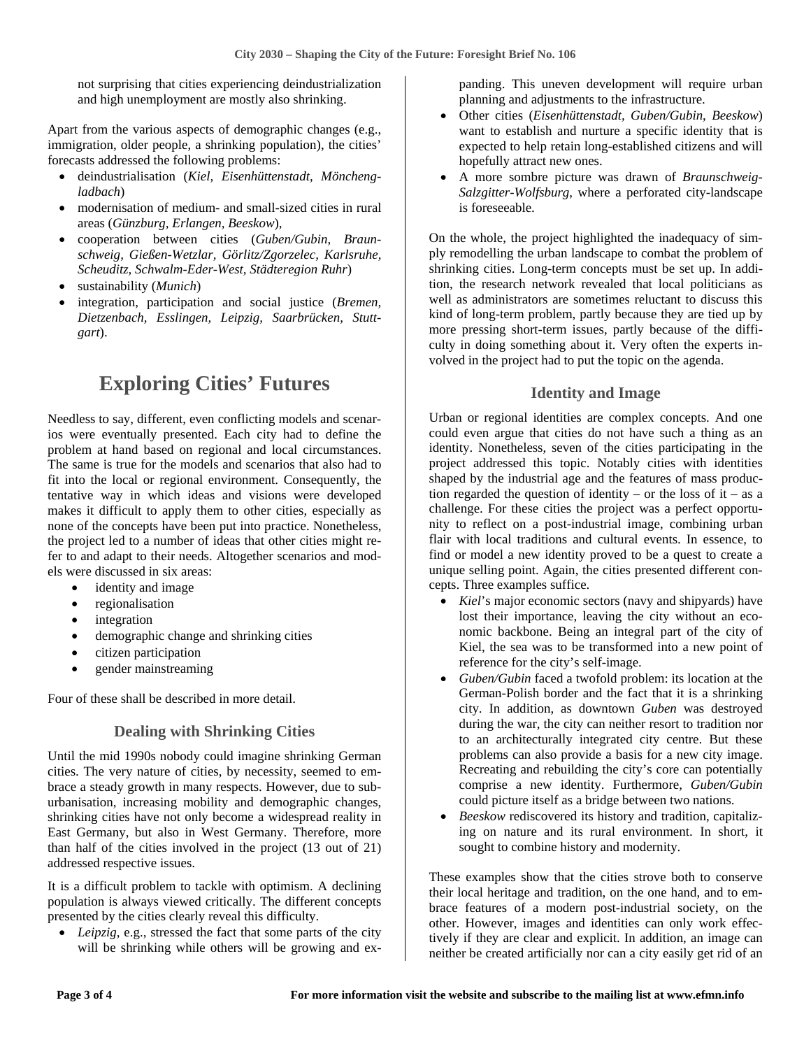not surprising that cities experiencing deindustrialization and high unemployment are mostly also shrinking.

Apart from the various aspects of demographic changes (e.g., immigration, older people, a shrinking population), the cities' forecasts addressed the following problems:

- deindustrialisation (*Kiel, Eisenhüttenstadt, Mönchengladbach*)
- modernisation of medium- and small-sized cities in rural areas (*Günzburg, Erlangen, Beeskow*),
- cooperation between cities (*Guben/Gubin, Braunschweig, Gießen-Wetzlar, Görlitz/Zgorzelec, Karlsruhe, Scheuditz, Schwalm-Eder-West, Städteregion Ruhr*)
- sustainability (*Munich*)
- integration, participation and social justice (*Bremen, Dietzenbach, Esslingen, Leipzig, Saarbrücken, Stuttgart*).

# Exploring Cities' Futures

Needless to say, different, even conflicting models and scenarios were eventually presented. Each city had to define the problem at hand based on regional and local circumstances. The same is true for the models and scenarios that also had to fit into the local or regional environment. Consequently, the tentative way in which ideas and visions were developed makes it difficult to apply them to other cities, especially as none of the concepts have been put into practice. Nonetheless, the project led to a number of ideas that other cities might refer to and adapt to their needs. Altogether scenarios and models were discussed in six areas:

- identity and image
- regionalisation
- integration
- demographic change and shrinking cities
- citizen participation
- gender mainstreaming

Four of these shall be described in more detail.

## Dealing with Shrinking Cities

Until the mid 1990s nobody could imagine shrinking German cities. The very nature of cities, by necessity, seemed to embrace a steady growth in many respects. However, due to suburbanisation, increasing mobility and demographic changes, shrinking cities have not only become a widespread reality in East Germany, but also in West Germany. Therefore, more than half of the cities involved in the project (13 out of 21) addressed respective issues.

It is a difficult problem to tackle with optimism. A declining population is always viewed critically. The different concepts presented by the cities clearly reveal this difficulty.

- *Leipzig*, e.g., stressed the fact that some parts of the city will be shrinking while others will be growing and expanding. This uneven development will require urban planning and adjustments to the infrastructure.
- Other cities (*Eisenhüttenstadt, Guben/Gubin, Beeskow*) want to establish and nurture a specific identity that is expected to help retain long-established citizens and will hopefully attract new ones.
- A more sombre picture was drawn of *Braunschweig-Salzgitter-Wolfsburg*, where a perforated city-landscape is foreseeable.

On the whole, the project highlighted the inadequacy of simply remodelling the urban landscape to combat the problem of shrinking cities. Long-term concepts must be set up. In addition, the research network revealed that local politicians as well as administrators are sometimes reluctant to discuss this kind of long-term problem, partly because they are tied up by more pressing short-term issues, partly because of the difficulty in doing something about it. Very often the experts involved in the project had to put the topic on the agenda.

## Identity and Image

Urban or regional identities are complex concepts. And one could even argue that cities do not have such a thing as an identity. Nonetheless, seven of the cities participating in the project addressed this topic. Notably cities with identities shaped by the industrial age and the features of mass production regarded the question of identity – or the loss of it – as a challenge. For these cities the project was a perfect opportunity to reflect on a post-industrial image, combining urban flair with local traditions and cultural events. In essence, to find or model a new identity proved to be a quest to create a unique selling point. Again, the cities presented different concepts. Three examples suffice.

- *Kiel*'s major economic sectors (navy and shipyards) have lost their importance, leaving the city without an economic backbone. Being an integral part of the city of Kiel, the sea was to be transformed into a new point of reference for the city's self-image.
- *Guben/Gubin* faced a twofold problem: its location at the German-Polish border and the fact that it is a shrinking city. In addition, as downtown *Guben* was destroyed during the war, the city can neither resort to tradition nor to an architecturally integrated city centre. But these problems can also provide a basis for a new city image. Recreating and rebuilding the city's core can potentially comprise a new identity. Furthermore, *Guben/Gubin* could picture itself as a bridge between two nations.
- *Beeskow* rediscovered its history and tradition, capitalizing on nature and its rural environment. In short, it sought to combine history and modernity.

These examples show that the cities strove both to conserve their local heritage and tradition, on the one hand, and to embrace features of a modern post-industrial society, on the other. However, images and identities can only work effectively if they are clear and explicit. In addition, an image can neither be created artificially nor can a city easily get rid of an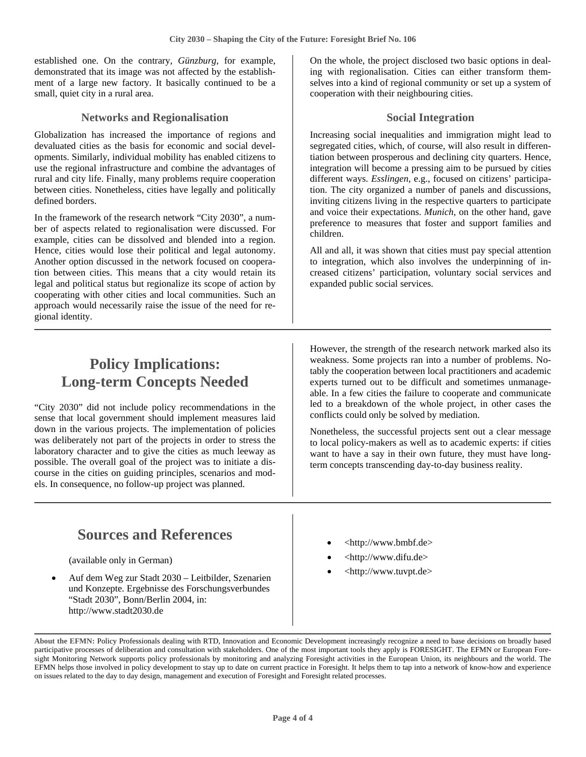established one. On the contrary, *Günzburg*, for example, demonstrated that its image was not affected by the establishment of a large new factory. It basically continued to be a small, quiet city in a rural area.

### Networks and Regionalisation

Globalization has increased the importance of regions and devaluated cities as the basis for economic and social developments. Similarly, individual mobility has enabled citizens to use the regional infrastructure and combine the advantages of rural and city life. Finally, many problems require cooperation between cities. Nonetheless, cities have legally and politically defined borders.

In the framework of the research network "City 2030", a number of aspects related to regionalisation were discussed. For example, cities can be dissolved and blended into a region. Hence, cities would lose their political and legal autonomy. Another option discussed in the network focused on cooperation between cities. This means that a city would retain its legal and political status but regionalize its scope of action by cooperating with other cities and local communities. Such an approach would necessarily raise the issue of the need for regional identity.

On the whole, the project disclosed two basic options in dealing with regionalisation. Cities can either transform themselves into a kind of regional community or set up a system of cooperation with their neighbouring cities.

### Social Integration

Increasing social inequalities and immigration might lead to segregated cities, which, of course, will also result in differentiation between prosperous and declining city quarters. Hence, integration will become a pressing aim to be pursued by cities different ways. *Esslingen*, e.g., focused on citizens' participation. The city organized a number of panels and discussions, inviting citizens living in the respective quarters to participate and voice their expectations. *Munich*, on the other hand, gave preference to measures that foster and support families and children.

All and all, it was shown that cities must pay special attention to integration, which also involves the underpinning of increased citizens' participation, voluntary social services and expanded public social services.

## Policy Implications: Long-term Concepts Needed

"City 2030" did not include policy recommendations in the sense that local government should implement measures laid down in the various projects. The implementation of policies was deliberately not part of the projects in order to stress the laboratory character and to give the cities as much leeway as possible. The overall goal of the project was to initiate a discourse in the cities on guiding principles, scenarios and models. In consequence, no follow-up project was planned.

However, the strength of the research network marked also its weakness. Some projects ran into a number of problems. Notably the cooperation between local practitioners and academic experts turned out to be difficult and sometimes unmanageable. In a few cities the failure to cooperate and communicate led to a breakdown of the whole project, in other cases the conflicts could only be solved by mediation.

Nonetheless, the successful projects sent out a clear message to local policy-makers as well as to academic experts: if cities want to have a say in their own future, they must have long-term concepts transcending day-to-day business reality.

## Sources and References

(available only in German)

- Auf dem Weg zur Stadt 2030 – Leitbilder, Szenarien und Konzepte. Ergebnisse des Forschungsverbundes "Stadt 2030", Bonn/Berlin 2004, in: http://www.stadt2030.de
- <http://www.bmbf.de>
- <http://www.difu.de>
- <http://www.tuvpt.de>

**About the EFMN:** Policy Professionals dealing with RTD, Innovation and Economic Development increasingly recognize a need to base decisions on broadly based participative processes of deliberation and consultation with stakeholders. One of the most important tools they apply is FORESIGHT. The EFMN or European Foresight Monitoring Network supports policy professionals by monitoring and analyzing Foresight activities in the European Union, its neighbours and the world. The EFMN helps those involved in policy development to stay up to date on current practice in Foresight. It helps them to tap into a network of know-how and experience on issues related to the day to day design, management and execution of Foresight and Foresight related processes.